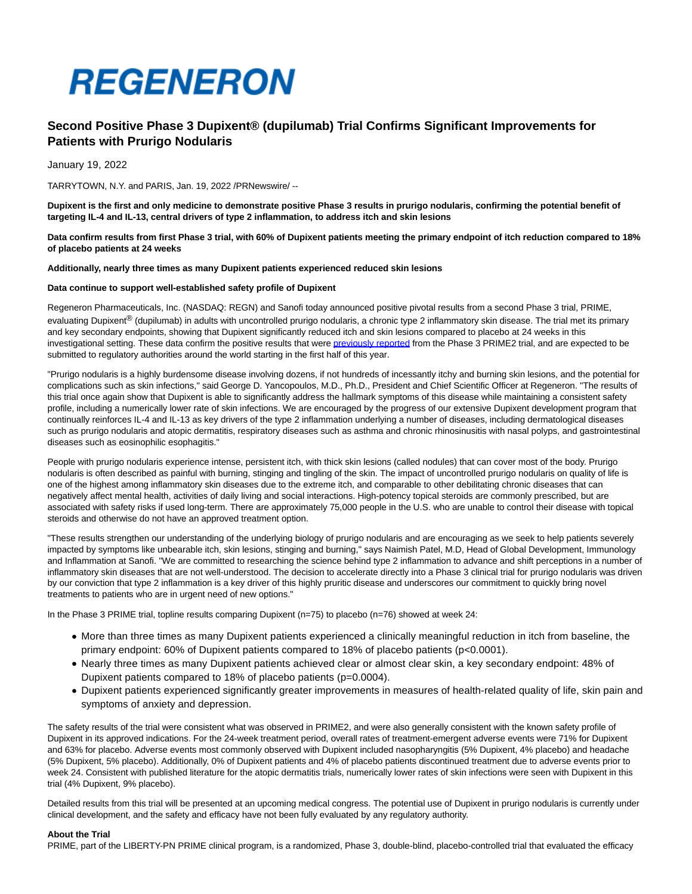# REGENERON

## Second Positive Phase 3 Dupixent® (dupilumab) Trial Confirms Significant Improvements for Patients with Prurigo Nodularis

January 19, 2022

TARRYTOWN, N.Y. and PARIS, Jan. 19, 2022 /PRNewswire/ --

**Dupixent is the first and only medicine to demonstrate positive Phase 3 results in prurigo nodularis, confirming the potential benefit of targeting IL-4 and IL-13, central drivers of type 2 inflammation, to address itch and skin lesions**

**Data confirm results from first Phase 3 trial, with 60% of Dupixent patients meeting the primary endpoint of itch reduction compared to 18% of placebo patients at 24 weeks**

**Additionally, nearly three times as many Dupixent patients experienced reduced skin lesions**

**Data continue to support well-established safety profile of Dupixent**

Regeneron Pharmaceuticals, Inc. (NASDAQ: REGN) and Sanofi today announced positive pivotal results from a second Phase 3 trial, PRIME, evaluating Dupixent® (dupilumab) in adults with uncontrolled prurigo nodularis, a chronic type 2 inflammatory skin disease. The trial met its primary and key secondary endpoints, showing that Dupixent significantly reduced itch and skin lesions compared to placebo at 24 weeks in this investigational setting. These data confirm the positive results that were previously reported from the Phase 3 PRIME2 trial, and are expected to be submitted to regulatory authorities around the world starting in the first half of this year.

"Prurigo nodularis is a highly burdensome disease involving dozens, if not hundreds of incessantly itchy and burning skin lesions, and the potential for complications such as skin infections," said George D. Yancopoulos, M.D., Ph.D., President and Chief Scientific Officer at Regeneron. "The results of this trial once again show that Dupixent is able to significantly address the hallmark symptoms of this disease while maintaining a consistent safety profile, including a numerically lower rate of skin infections. We are encouraged by the progress of our extensive Dupixent development program that continually reinforces IL-4 and IL-13 as key drivers of the type 2 inflammation underlying a number of diseases, including dermatological diseases such as prurigo nodularis and atopic dermatitis, respiratory diseases such as asthma and chronic rhinosinusitis with nasal polyps, and gastrointestinal diseases such as eosinophilic esophagitis."

People with prurigo nodularis experience intense, persistent itch, with thick skin lesions (called nodules) that can cover most of the body. Prurigo nodularis is often described as painful with burning, stinging and tingling of the skin. The impact of uncontrolled prurigo nodularis on quality of life is one of the highest among inflammatory skin diseases due to the extreme itch, and comparable to other debilitating chronic diseases that can negatively affect mental health, activities of daily living and social interactions. High-potency topical steroids are commonly prescribed, but are associated with safety risks if used long-term. There are approximately 75,000 people in the U.S. who are unable to control their disease with topical steroids and otherwise do not have an approved treatment option.

"These results strengthen our understanding of the underlying biology of prurigo nodularis and are encouraging as we seek to help patients severely impacted by symptoms like unbearable itch, skin lesions, stinging and burning," says Naimish Patel, M.D, Head of Global Development, Immunology and Inflammation at Sanofi. "We are committed to researching the science behind type 2 inflammation to advance and shift perceptions in a number of inflammatory skin diseases that are not well-understood. The decision to accelerate directly into a Phase 3 clinical trial for prurigo nodularis was driven by our conviction that type 2 inflammation is a key driver of this highly pruritic disease and underscores our commitment to quickly bring novel treatments to patients who are in urgent need of new options."

In the Phase 3 PRIME trial, topline results comparing Dupixent (n=75) to placebo (n=76) showed at week 24:

- More than three times as many Dupixent patients experienced a clinically meaningful reduction in itch from baseline, the primary endpoint: 60% of Dupixent patients compared to 18% of placebo patients ($p<0.0001$).
- Nearly three times as many Dupixent patients achieved clear or almost clear skin, a key secondary endpoint: 48% of Dupixent patients compared to 18% of placebo patients ($p=0.0004$).
- Dupixent patients experienced significantly greater improvements in measures of health-related quality of life, skin pain and symptoms of anxiety and depression.

The safety results of the trial were consistent what was observed in PRIME2, and were also generally consistent with the known safety profile of Dupixent in its approved indications. For the 24-week treatment period, overall rates of treatment-emergent adverse events were 71% for Dupixent and 63% for placebo. Adverse events most commonly observed with Dupixent included nasopharyngitis (5% Dupixent, 4% placebo) and headache (5% Dupixent, 5% placebo). Additionally, 0% of Dupixent patients and 4% of placebo patients discontinued treatment due to adverse events prior to week 24. Consistent with published literature for the atopic dermatitis trials, numerically lower rates of skin infections were seen with Dupixent in this trial (4% Dupixent, 9% placebo).

Detailed results from this trial will be presented at an upcoming medical congress. The potential use of Dupixent in prurigo nodularis is currently under clinical development, and the safety and efficacy have not been fully evaluated by any regulatory authority.

**About the Trial**

PRIME, part of the LIBERTY-PN PRIME clinical program, is a randomized, Phase 3, double-blind, placebo-controlled trial that evaluated the efficacy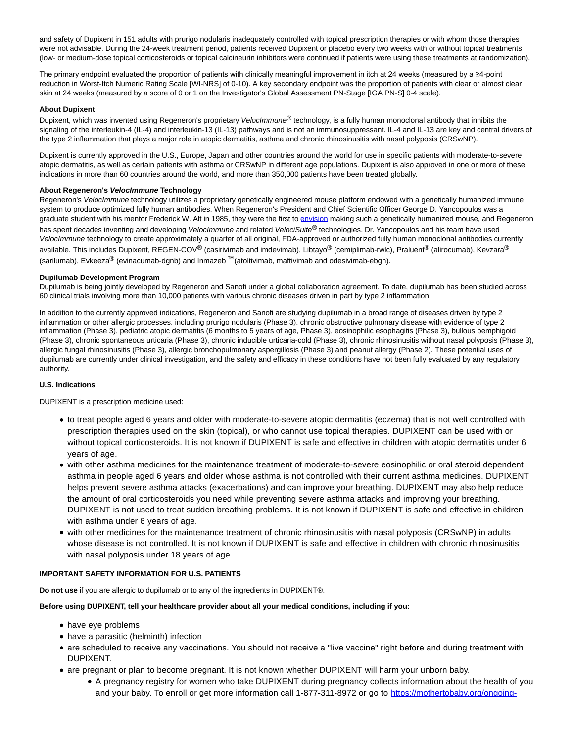and safety of Dupixent in 151 adults with prurigo nodularis inadequately controlled with topical prescription therapies or with whom those therapies were not advisable. During the 24-week treatment period, patients received Dupixent or placebo every two weeks with or without topical treatments (low- or medium-dose topical corticosteroids or topical calcineurin inhibitors were continued if patients were using these treatments at randomization).

The primary endpoint evaluated the proportion of patients with clinically meaningful improvement in itch at 24 weeks (measured by a ≥4-point reduction in Worst-Itch Numeric Rating Scale [WI-NRS] of 0-10). A key secondary endpoint was the proportion of patients with clear or almost clear skin at 24 weeks (measured by a score of 0 or 1 on the Investigator's Global Assessment PN-Stage [IGA PN-S] 0-4 scale).

**About Dupixent**

Dupixent, which was invented using Regeneron's proprietary *VelocImmune*® technology, is a fully human monoclonal antibody that inhibits the signaling of the interleukin-4 (IL-4) and interleukin-13 (IL-13) pathways and is not an immunosuppressant. IL-4 and IL-13 are key and central drivers of the type 2 inflammation that plays a major role in atopic dermatitis, asthma and chronic rhinosinusitis with nasal polyposis (CRSwNP).

Dupixent is currently approved in the U.S., Europe, Japan and other countries around the world for use in specific patients with moderate-to-severe atopic dermatitis, as well as certain patients with asthma or CRSwNP in different age populations. Dupixent is also approved in one or more of these indications in more than 60 countries around the world, and more than 350,000 patients have been treated globally.

**About Regeneron's *VelocImmune* Technology**

Regeneron's *VelocImmune* technology utilizes a proprietary genetically engineered mouse platform endowed with a genetically humanized immune system to produce optimized fully human antibodies. When Regeneron's President and Chief Scientific Officer George D. Yancopoulos was a graduate student with his mentor Frederick W. Alt in 1985, they were the first to envision making such a genetically humanized mouse, and Regeneron has spent decades inventing and developing *VelocImmune* and related *VelociSuite*® technologies. Dr. Yancopoulos and his team have used *VelocImmune* technology to create approximately a quarter of all original, FDA-approved or authorized fully human monoclonal antibodies currently available. This includes Dupixent, REGEN-COV® (casirivimab and imdevimab), Libtayo® (cemiplimab-rwlc), Praluent® (alirocumab), Kevzara® (sarilumab), Evkeeza® (evinacumab-dgnb) and Inmazeb ™(atoltivimab, maftivimab and odesivimab-ebgn).

**Dupilumab Development Program**

Dupilumab is being jointly developed by Regeneron and Sanofi under a global collaboration agreement. To date, dupilumab has been studied across 60 clinical trials involving more than 10,000 patients with various chronic diseases driven in part by type 2 inflammation.

In addition to the currently approved indications, Regeneron and Sanofi are studying dupilumab in a broad range of diseases driven by type 2 inflammation or other allergic processes, including prurigo nodularis (Phase 3), chronic obstructive pulmonary disease with evidence of type 2 inflammation (Phase 3), pediatric atopic dermatitis (6 months to 5 years of age, Phase 3), eosinophilic esophagitis (Phase 3), bullous pemphigoid (Phase 3), chronic spontaneous urticaria (Phase 3), chronic inducible urticaria-cold (Phase 3), chronic rhinosinusitis without nasal polyposis (Phase 3), allergic fungal rhinosinusitis (Phase 3), allergic bronchopulmonary aspergillosis (Phase 3) and peanut allergy (Phase 2). These potential uses of dupilumab are currently under clinical investigation, and the safety and efficacy in these conditions have not been fully evaluated by any regulatory authority.

**U.S. Indications**

DUPIXENT is a prescription medicine used:

- to treat people aged 6 years and older with moderate-to-severe atopic dermatitis (eczema) that is not well controlled with prescription therapies used on the skin (topical), or who cannot use topical therapies. DUPIXENT can be used with or without topical corticosteroids. It is not known if DUPIXENT is safe and effective in children with atopic dermatitis under 6 years of age.
- with other asthma medicines for the maintenance treatment of moderate-to-severe eosinophilic or oral steroid dependent asthma in people aged 6 years and older whose asthma is not controlled with their current asthma medicines. DUPIXENT helps prevent severe asthma attacks (exacerbations) and can improve your breathing. DUPIXENT may also help reduce the amount of oral corticosteroids you need while preventing severe asthma attacks and improving your breathing. DUPIXENT is not used to treat sudden breathing problems. It is not known if DUPIXENT is safe and effective in children with asthma under 6 years of age.
- with other medicines for the maintenance treatment of chronic rhinosinusitis with nasal polyposis (CRSwNP) in adults whose disease is not controlled. It is not known if DUPIXENT is safe and effective in children with chronic rhinosinusitis with nasal polyposis under 18 years of age.

**IMPORTANT SAFETY INFORMATION FOR U.S. PATIENTS**

**Do not use** if you are allergic to dupilumab or to any of the ingredients in DUPIXENT®.

**Before using DUPIXENT, tell your healthcare provider about all your medical conditions, including if you:**

- have eye problems
- have a parasitic (helminth) infection
- are scheduled to receive any vaccinations. You should not receive a "live vaccine" right before and during treatment with DUPIXENT.
- are pregnant or plan to become pregnant. It is not known whether DUPIXENT will harm your unborn baby.
    - A pregnancy registry for women who take DUPIXENT during pregnancy collects information about the health of you and your baby. To enroll or get more information call 1-877-311-8972 or go to https://mothertobaby.org/ongoing-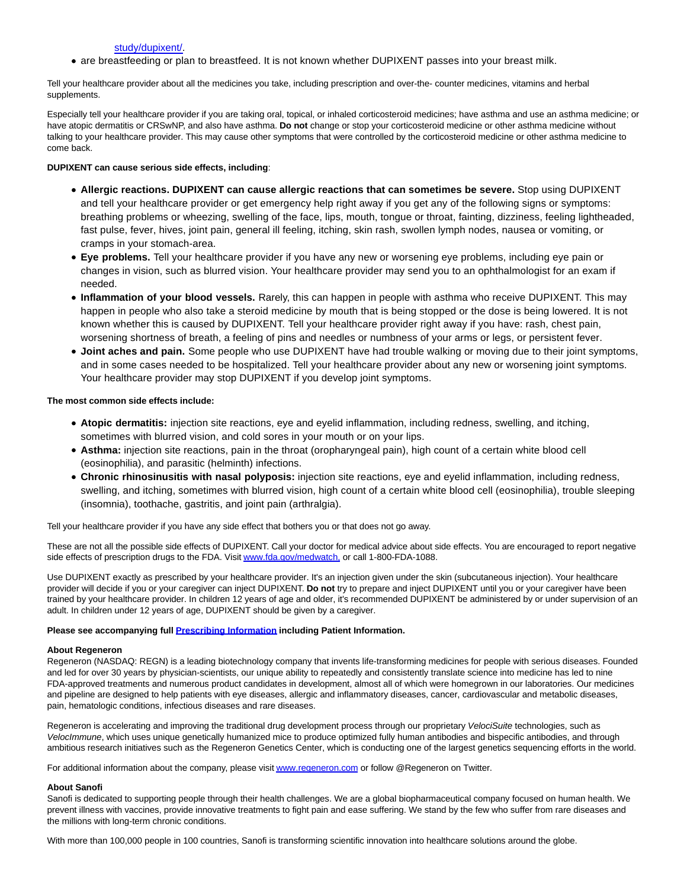study/dupixent/.

- are breastfeeding or plan to breastfeed. It is not known whether DUPIXENT passes into your breast milk.

Tell your healthcare provider about all the medicines you take, including prescription and over-the- counter medicines, vitamins and herbal supplements.

Especially tell your healthcare provider if you are taking oral, topical, or inhaled corticosteroid medicines; have asthma and use an asthma medicine; or have atopic dermatitis or CRSwNP, and also have asthma. **Do not** change or stop your corticosteroid medicine or other asthma medicine without talking to your healthcare provider. This may cause other symptoms that were controlled by the corticosteroid medicine or other asthma medicine to come back.

**DUPIXENT can cause serious side effects, including**:

- **Allergic reactions. DUPIXENT can cause allergic reactions that can sometimes be severe.** Stop using DUPIXENT and tell your healthcare provider or get emergency help right away if you get any of the following signs or symptoms: breathing problems or wheezing, swelling of the face, lips, mouth, tongue or throat, fainting, dizziness, feeling lightheaded, fast pulse, fever, hives, joint pain, general ill feeling, itching, skin rash, swollen lymph nodes, nausea or vomiting, or cramps in your stomach-area.
- **Eye problems.** Tell your healthcare provider if you have any new or worsening eye problems, including eye pain or changes in vision, such as blurred vision. Your healthcare provider may send you to an ophthalmologist for an exam if needed.
- **Inflammation of your blood vessels.** Rarely, this can happen in people with asthma who receive DUPIXENT. This may happen in people who also take a steroid medicine by mouth that is being stopped or the dose is being lowered. It is not known whether this is caused by DUPIXENT. Tell your healthcare provider right away if you have: rash, chest pain, worsening shortness of breath, a feeling of pins and needles or numbness of your arms or legs, or persistent fever.
- **Joint aches and pain.** Some people who use DUPIXENT have had trouble walking or moving due to their joint symptoms, and in some cases needed to be hospitalized. Tell your healthcare provider about any new or worsening joint symptoms. Your healthcare provider may stop DUPIXENT if you develop joint symptoms.

**The most common side effects include:**

- **Atopic dermatitis:** injection site reactions, eye and eyelid inflammation, including redness, swelling, and itching, sometimes with blurred vision, and cold sores in your mouth or on your lips.
- **Asthma:** injection site reactions, pain in the throat (oropharyngeal pain), high count of a certain white blood cell (eosinophilia), and parasitic (helminth) infections.
- **Chronic rhinosinusitis with nasal polyposis:** injection site reactions, eye and eyelid inflammation, including redness, swelling, and itching, sometimes with blurred vision, high count of a certain white blood cell (eosinophilia), trouble sleeping (insomnia), toothache, gastritis, and joint pain (arthralgia).

Tell your healthcare provider if you have any side effect that bothers you or that does not go away.

These are not all the possible side effects of DUPIXENT. Call your doctor for medical advice about side effects. You are encouraged to report negative side effects of prescription drugs to the FDA. Visit www.fda.gov/medwatch, or call 1-800-FDA-1088.

Use DUPIXENT exactly as prescribed by your healthcare provider. It's an injection given under the skin (subcutaneous injection). Your healthcare provider will decide if you or your caregiver can inject DUPIXENT. **Do not** try to prepare and inject DUPIXENT until you or your caregiver have been trained by your healthcare provider. In children 12 years of age and older, it's recommended DUPIXENT be administered by or under supervision of an adult. In children under 12 years of age, DUPIXENT should be given by a caregiver.

**Please see accompanying full Prescribing Information including Patient Information.**

**About Regeneron**
Regeneron (NASDAQ: REGN) is a leading biotechnology company that invents life-transforming medicines for people with serious diseases. Founded and led for over 30 years by physician-scientists, our unique ability to repeatedly and consistently translate science into medicine has led to nine FDA-approved treatments and numerous product candidates in development, almost all of which were homegrown in our laboratories. Our medicines and pipeline are designed to help patients with eye diseases, allergic and inflammatory diseases, cancer, cardiovascular and metabolic diseases, pain, hematologic conditions, infectious diseases and rare diseases.

Regeneron is accelerating and improving the traditional drug development process through our proprietary *VelociSuite* technologies, such as *VelocImmune*, which uses unique genetically humanized mice to produce optimized fully human antibodies and bispecific antibodies, and through ambitious research initiatives such as the Regeneron Genetics Center, which is conducting one of the largest genetics sequencing efforts in the world.

For additional information about the company, please visit www.regeneron.com or follow @Regeneron on Twitter.

**About Sanofi**
Sanofi is dedicated to supporting people through their health challenges. We are a global biopharmaceutical company focused on human health. We prevent illness with vaccines, provide innovative treatments to fight pain and ease suffering. We stand by the few who suffer from rare diseases and the millions with long-term chronic conditions.

With more than 100,000 people in 100 countries, Sanofi is transforming scientific innovation into healthcare solutions around the globe.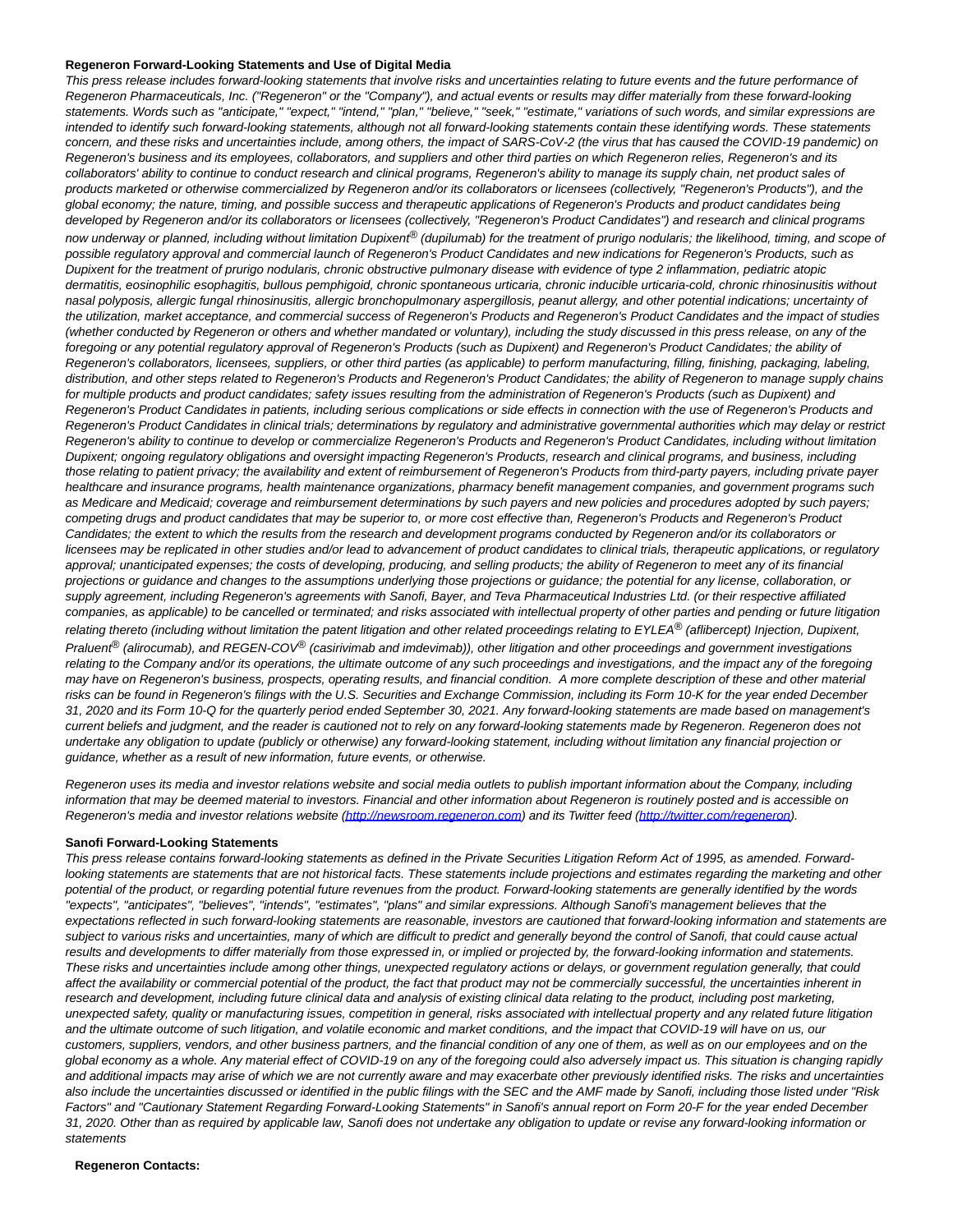**Regeneron Forward-Looking Statements and Use of Digital Media**

*This press release includes forward-looking statements that involve risks and uncertainties relating to future events and the future performance of Regeneron Pharmaceuticals, Inc. ("Regeneron" or the "Company"), and actual events or results may differ materially from these forward-looking statements. Words such as "anticipate," "expect," "intend," "plan," "believe," "seek," "estimate," variations of such words, and similar expressions are intended to identify such forward-looking statements, although not all forward-looking statements contain these identifying words. These statements concern, and these risks and uncertainties include, among others, the impact of SARS-CoV-2 (the virus that has caused the COVID-19 pandemic) on Regeneron's business and its employees, collaborators, and suppliers and other third parties on which Regeneron relies, Regeneron's and its collaborators' ability to continue to conduct research and clinical programs, Regeneron's ability to manage its supply chain, net product sales of products marketed or otherwise commercialized by Regeneron and/or its collaborators or licensees (collectively, "Regeneron's Products"), and the global economy; the nature, timing, and possible success and therapeutic applications of Regeneron's Products and product candidates being developed by Regeneron and/or its collaborators or licensees (collectively, "Regeneron's Product Candidates") and research and clinical programs now underway or planned, including without limitation Dupixent® (dupilumab) for the treatment of prurigo nodularis; the likelihood, timing, and scope of possible regulatory approval and commercial launch of Regeneron's Product Candidates and new indications for Regeneron's Products, such as Dupixent for the treatment of prurigo nodularis, chronic obstructive pulmonary disease with evidence of type 2 inflammation, pediatric atopic dermatitis, eosinophilic esophagitis, bullous pemphigoid, chronic spontaneous urticaria, chronic inducible urticaria-cold, chronic rhinosinusitis without nasal polyposis, allergic fungal rhinosinusitis, allergic bronchopulmonary aspergillosis, peanut allergy, and other potential indications; uncertainty of the utilization, market acceptance, and commercial success of Regeneron's Products and Regeneron's Product Candidates and the impact of studies (whether conducted by Regeneron or others and whether mandated or voluntary), including the study discussed in this press release, on any of the foregoing or any potential regulatory approval of Regeneron's Products (such as Dupixent) and Regeneron's Product Candidates; the ability of Regeneron's collaborators, licensees, suppliers, or other third parties (as applicable) to perform manufacturing, filling, finishing, packaging, labeling, distribution, and other steps related to Regeneron's Products and Regeneron's Product Candidates; the ability of Regeneron to manage supply chains for multiple products and product candidates; safety issues resulting from the administration of Regeneron's Products (such as Dupixent) and Regeneron's Product Candidates in patients, including serious complications or side effects in connection with the use of Regeneron's Products and Regeneron's Product Candidates in clinical trials; determinations by regulatory and administrative governmental authorities which may delay or restrict Regeneron's ability to continue to develop or commercialize Regeneron's Products and Regeneron's Product Candidates, including without limitation Dupixent; ongoing regulatory obligations and oversight impacting Regeneron's Products, research and clinical programs, and business, including those relating to patient privacy; the availability and extent of reimbursement of Regeneron's Products from third-party payers, including private payer healthcare and insurance programs, health maintenance organizations, pharmacy benefit management companies, and government programs such as Medicare and Medicaid; coverage and reimbursement determinations by such payers and new policies and procedures adopted by such payers; competing drugs and product candidates that may be superior to, or more cost effective than, Regeneron's Products and Regeneron's Product Candidates; the extent to which the results from the research and development programs conducted by Regeneron and/or its collaborators or licensees may be replicated in other studies and/or lead to advancement of product candidates to clinical trials, therapeutic applications, or regulatory approval; unanticipated expenses; the costs of developing, producing, and selling products; the ability of Regeneron to meet any of its financial projections or guidance and changes to the assumptions underlying those projections or guidance; the potential for any license, collaboration, or supply agreement, including Regeneron's agreements with Sanofi, Bayer, and Teva Pharmaceutical Industries Ltd. (or their respective affiliated companies, as applicable) to be cancelled or terminated; and risks associated with intellectual property of other parties and pending or future litigation relating thereto (including without limitation the patent litigation and other related proceedings relating to EYLEA® (aflibercept) Injection, Dupixent, Praluent® (alirocumab), and REGEN-COV® (casirivimab and imdevimab)), other litigation and other proceedings and government investigations relating to the Company and/or its operations, the ultimate outcome of any such proceedings and investigations, and the impact any of the foregoing may have on Regeneron's business, prospects, operating results, and financial condition. A more complete description of these and other material risks can be found in Regeneron's filings with the U.S. Securities and Exchange Commission, including its Form 10-K for the year ended December 31, 2020 and its Form 10-Q for the quarterly period ended September 30, 2021. Any forward-looking statements are made based on management's current beliefs and judgment, and the reader is cautioned not to rely on any forward-looking statements made by Regeneron. Regeneron does not undertake any obligation to update (publicly or otherwise) any forward-looking statement, including without limitation any financial projection or guidance, whether as a result of new information, future events, or otherwise.*

*Regeneron uses its media and investor relations website and social media outlets to publish important information about the Company, including information that may be deemed material to investors. Financial and other information about Regeneron is routinely posted and is accessible on Regeneron's media and investor relations website ([http://newsroom.regeneron.com](http://newsroom.regeneron.com)) and its Twitter feed ([http://twitter.com/regeneron](http://twitter.com/regeneron)).*

**Sanofi Forward-Looking Statements**

*This press release contains forward-looking statements as defined in the Private Securities Litigation Reform Act of 1995, as amended. Forward-looking statements are statements that are not historical facts. These statements include projections and estimates regarding the marketing and other potential of the product, or regarding potential future revenues from the product. Forward-looking statements are generally identified by the words "expects", "anticipates", "believes", "intends", "estimates", "plans" and similar expressions. Although Sanofi's management believes that the expectations reflected in such forward-looking statements are reasonable, investors are cautioned that forward-looking information and statements are subject to various risks and uncertainties, many of which are difficult to predict and generally beyond the control of Sanofi, that could cause actual results and developments to differ materially from those expressed in, or implied or projected by, the forward-looking information and statements. These risks and uncertainties include among other things, unexpected regulatory actions or delays, or government regulation generally, that could affect the availability or commercial potential of the product, the fact that product may not be commercially successful, the uncertainties inherent in research and development, including future clinical data and analysis of existing clinical data relating to the product, including post marketing, unexpected safety, quality or manufacturing issues, competition in general, risks associated with intellectual property and any related future litigation and the ultimate outcome of such litigation, and volatile economic and market conditions, and the impact that COVID-19 will have on us, our customers, suppliers, vendors, and other business partners, and the financial condition of any one of them, as well as on our employees and on the global economy as a whole. Any material effect of COVID-19 on any of the foregoing could also adversely impact us. This situation is changing rapidly and additional impacts may arise of which we are not currently aware and may exacerbate other previously identified risks. The risks and uncertainties also include the uncertainties discussed or identified in the public filings with the SEC and the AMF made by Sanofi, including those listed under "Risk Factors" and "Cautionary Statement Regarding Forward-Looking Statements" in Sanofi's annual report on Form 20-F for the year ended December 31, 2020. Other than as required by applicable law, Sanofi does not undertake any obligation to update or revise any forward-looking information or statements*

**Regeneron Contacts:**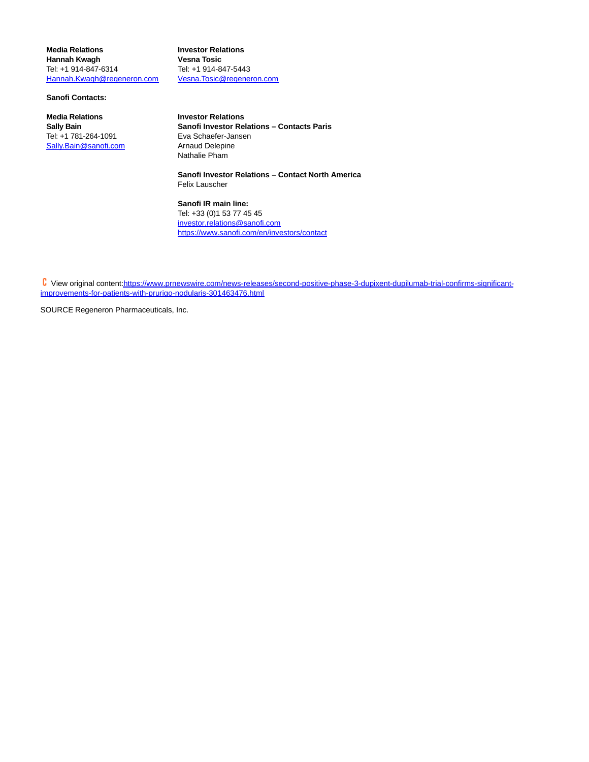**Media Relations**
**Hannah Kwagh**
Tel: +1 914-847-6314
Hannah.Kwagh@regeneron.com

**Investor Relations**
**Vesna Tosic**
Tel: +1 914-847-5443
Vesna.Tosic@regeneron.com

**Sanofi Contacts:**

**Media Relations**
**Sally Bain**
Tel: +1 781-264-1091
Sally.Bain@sanofi.com

**Investor Relations**
**Sanofi Investor Relations – Contacts Paris**
Eva Schaefer-Jansen
Arnaud Delepine
Nathalie Pham

**Sanofi Investor Relations – Contact North America**
Felix Lauscher

**Sanofi IR main line:**
Tel: +33 (0)1 53 77 45 45
investor.relations@sanofi.com
https://www.sanofi.com/en/investors/contact

View original content:https://www.prnewswire.com/news-releases/second-positive-phase-3-dupixent-dupilumab-trial-confirms-significant-improvements-for-patients-with-prurigo-nodularis-301463476.html

SOURCE Regeneron Pharmaceuticals, Inc.